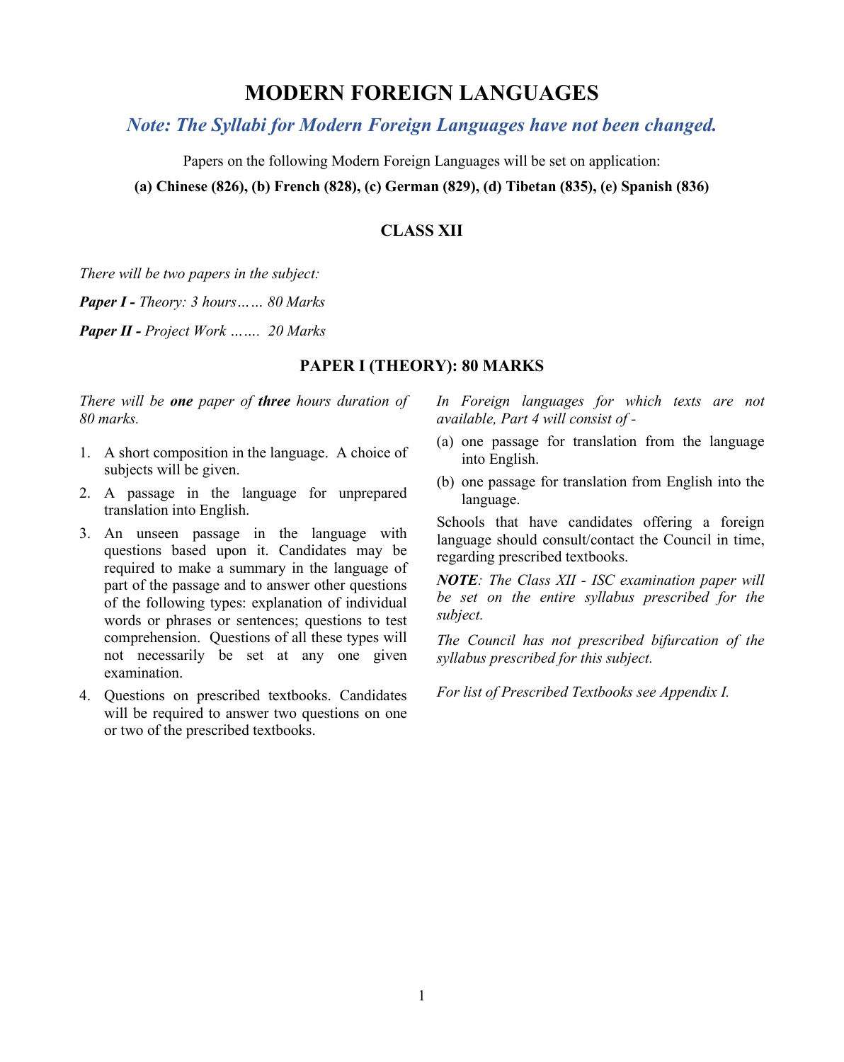# MODERN FOREIGN LANGUAGES

***Note: The Syllabi for Modern Foreign Languages have not been changed.***

Papers on the following Modern Foreign Languages will be set on application:

**(a) Chinese (826), (b) French (828), (c) German (829), (d) Tibetan (835), (e) Spanish (836)**

## CLASS XII

*There will be two papers in the subject:*

***Paper I -*** *Theory: 3 hours…… 80 Marks*

***Paper II -*** *Project Work ……. 20 Marks*

### PAPER I (THEORY): 80 MARKS

*There will be* ***one*** *paper of* ***three*** *hours duration of 80 marks.*

1. A short composition in the language. A choice of subjects will be given.
2. A passage in the language for unprepared translation into English.
3. An unseen passage in the language with questions based upon it. Candidates may be required to make a summary in the language of part of the passage and to answer other questions of the following types: explanation of individual words or phrases or sentences; questions to test comprehension. Questions of all these types will not necessarily be set at any one given examination.
4. Questions on prescribed textbooks. Candidates will be required to answer two questions on one or two of the prescribed textbooks.

*In Foreign languages for which texts are not available, Part 4 will consist of -*

(a) one passage for translation from the language into English.

(b) one passage for translation from English into the language.

Schools that have candidates offering a foreign language should consult/contact the Council in time, regarding prescribed textbooks.

***NOTE****: The Class XII - ISC examination paper will be set on the entire syllabus prescribed for the subject.*

*The Council has not prescribed bifurcation of the syllabus prescribed for this subject.*

*For list of Prescribed Textbooks see Appendix I.*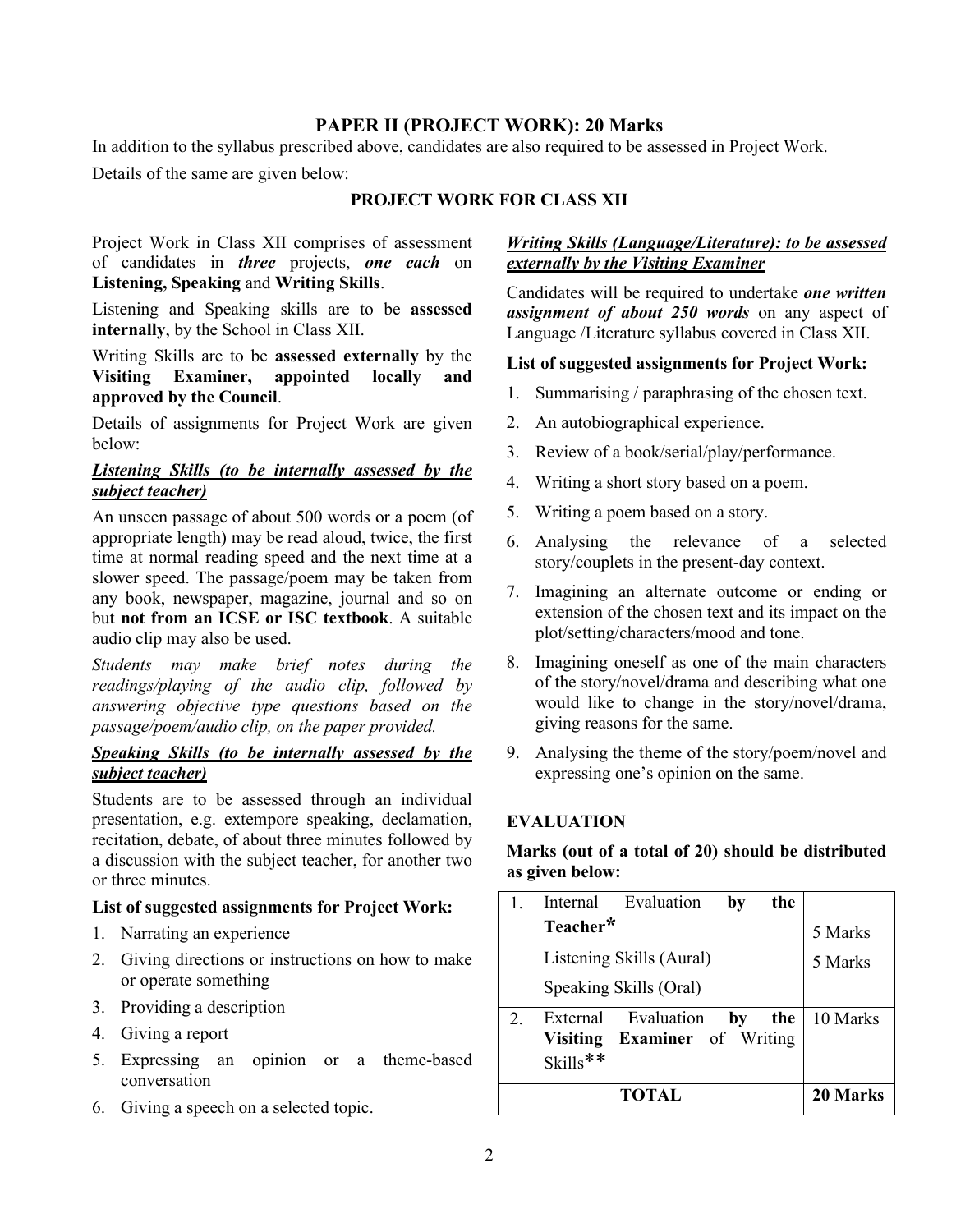## PAPER II (PROJECT WORK): 20 Marks

In addition to the syllabus prescribed above, candidates are also required to be assessed in Project Work.

Details of the same are given below:

### PROJECT WORK FOR CLASS XII

Project Work in Class XII comprises of assessment of candidates in ***three*** projects, ***one each*** on **Listening, Speaking** and **Writing Skills**.

Listening and Speaking skills are to be **assessed internally**, by the School in Class XII.

Writing Skills are to be **assessed externally** by the **Visiting Examiner, appointed locally and approved by the Council**.

Details of assignments for Project Work are given below:

***<u>Listening Skills (to be internally assessed by the subject teacher)</u>***

An unseen passage of about 500 words or a poem (of appropriate length) may be read aloud, twice, the first time at normal reading speed and the next time at a slower speed. The passage/poem may be taken from any book, newspaper, magazine, journal and so on but **not from an ICSE or ISC textbook**. A suitable audio clip may also be used.

*Students may make brief notes during the readings/playing of the audio clip, followed by answering objective type questions based on the passage/poem/audio clip, on the paper provided.*

***<u>Speaking Skills (to be internally assessed by the subject teacher)</u>***

Students are to be assessed through an individual presentation, e.g. extempore speaking, declamation, recitation, debate, of about three minutes followed by a discussion with the subject teacher, for another two or three minutes.

**List of suggested assignments for Project Work:**

1. Narrating an experience
2. Giving directions or instructions on how to make or operate something
3. Providing a description
4. Giving a report
5. Expressing an opinion or a theme-based conversation
6. Giving a speech on a selected topic.

***<u>Writing Skills (Language/Literature): to be assessed externally by the Visiting Examiner</u>***

Candidates will be required to undertake ***one written assignment of about 250 words*** on any aspect of Language /Literature syllabus covered in Class XII.

**List of suggested assignments for Project Work:**

1. Summarising / paraphrasing of the chosen text.
2. An autobiographical experience.
3. Review of a book/serial/play/performance.
4. Writing a short story based on a poem.
5. Writing a poem based on a story.
6. Analysing the relevance of a selected story/couplets in the present-day context.
7. Imagining an alternate outcome or ending or extension of the chosen text and its impact on the plot/setting/characters/mood and tone.
8. Imagining oneself as one of the main characters of the story/novel/drama and describing what one would like to change in the story/novel/drama, giving reasons for the same.
9. Analysing the theme of the story/poem/novel and expressing one's opinion on the same.

### EVALUATION

**Marks (out of a total of 20) should be distributed as given below:**

| | | |
|---|---|---|
| 1. | Internal Evaluation **by the Teacher*** | |
| | Listening Skills (Aural) | 5 Marks |
| | Speaking Skills (Oral) | 5 Marks |
| 2. | External Evaluation **by the Visiting Examiner** of Writing Skills** | 10 Marks |
| | **TOTAL** | **20 Marks** |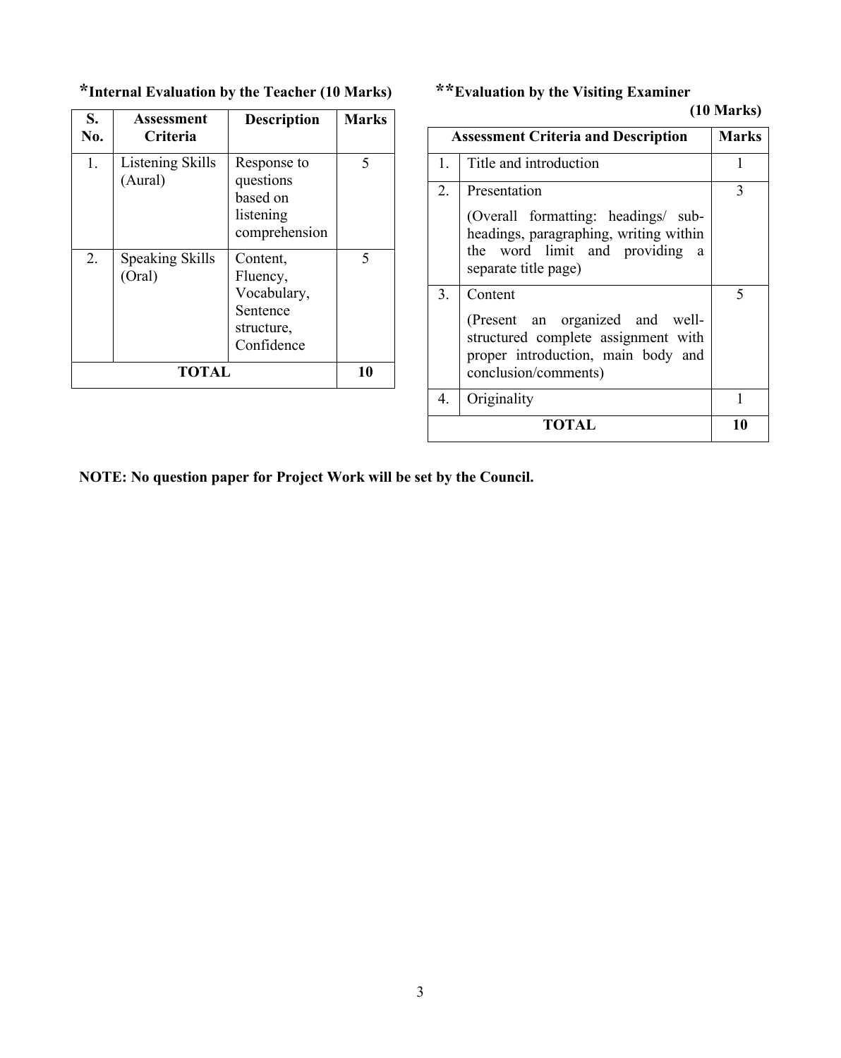**\*Internal Evaluation by the Teacher (10 Marks)**

| S. No. | Assessment Criteria | Description | Marks |
|---|---|---|---|
| 1. | Listening Skills (Aural) | Response to questions based on listening comprehension | 5 |
| 2. | Speaking Skills (Oral) | Content, Fluency, Vocabulary, Sentence structure, Confidence | 5 |
| **TOTAL** | | | **10** |

**\*\*Evaluation by the Visiting Examiner (10 Marks)**

| Assessment Criteria and Description | | Marks |
|---|---|---|
| 1. | Title and introduction | 1 |
| 2. | Presentation<br>(Overall formatting: headings/ sub-headings, paragraphing, writing within the word limit and providing a separate title page) | 3 |
| 3. | Content<br>(Present an organized and well-structured complete assignment with proper introduction, main body and conclusion/comments) | 5 |
| 4. | Originality | 1 |
| **TOTAL** | | **10** |

**NOTE: No question paper for Project Work will be set by the Council.**